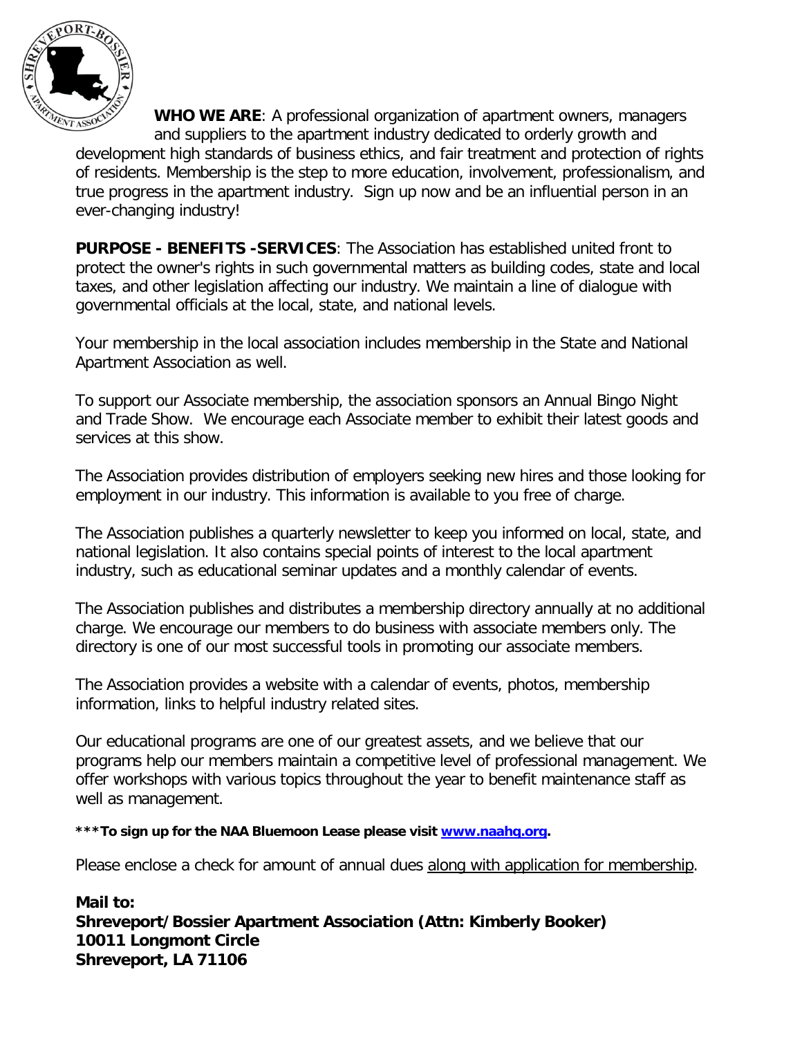**WHO WE ARE**: A professional organization of apartment owners, managers and suppliers to the apartment industry dedicated to orderly growth and development high standards of business ethics, and fair treatment and protection of rights of residents. Membership is the step to more education, involvement, professionalism, and true progress in the apartment industry. Sign up now and be an influential person in an ever-changing industry!

**PURPOSE - BENEFITS -SERVICES**: The Association has established united front to protect the owner's rights in such governmental matters as building codes, state and local taxes, and other legislation affecting our industry. We maintain a line of dialogue with governmental officials at the local, state, and national levels.

Your membership in the local association includes membership in the State and National Apartment Association as well.

To support our Associate membership, the association sponsors an Annual Bingo Night and Trade Show. We encourage each Associate member to exhibit their latest goods and services at this show.

The Association provides distribution of employers seeking new hires and those looking for employment in our industry. This information is available to you free of charge.

The Association publishes a quarterly newsletter to keep you informed on local, state, and national legislation. It also contains special points of interest to the local apartment industry, such as educational seminar updates and a monthly calendar of events.

The Association publishes and distributes a membership directory annually at no additional charge. We encourage our members to do business with associate members only. The directory is one of our most successful tools in promoting our associate members.

The Association provides a website with a calendar of events, photos, membership information, links to helpful industry related sites.

Our educational programs are one of our greatest assets, and we believe that our programs help our members maintain a competitive level of professional management. We offer workshops with various topics throughout the year to benefit maintenance staff as well as management.

**\*\*\*To sign up for the NAA Bluemoon Lease please visit [www.naahq.org](http://www.naahq.org).**

Please enclose a check for amount of annual dues along with application for membership.

**Mail to:**
**Shreveport/Bossier Apartment Association (Attn: Kimberly Booker)**
**10011 Longmont Circle**
**Shreveport, LA 71106**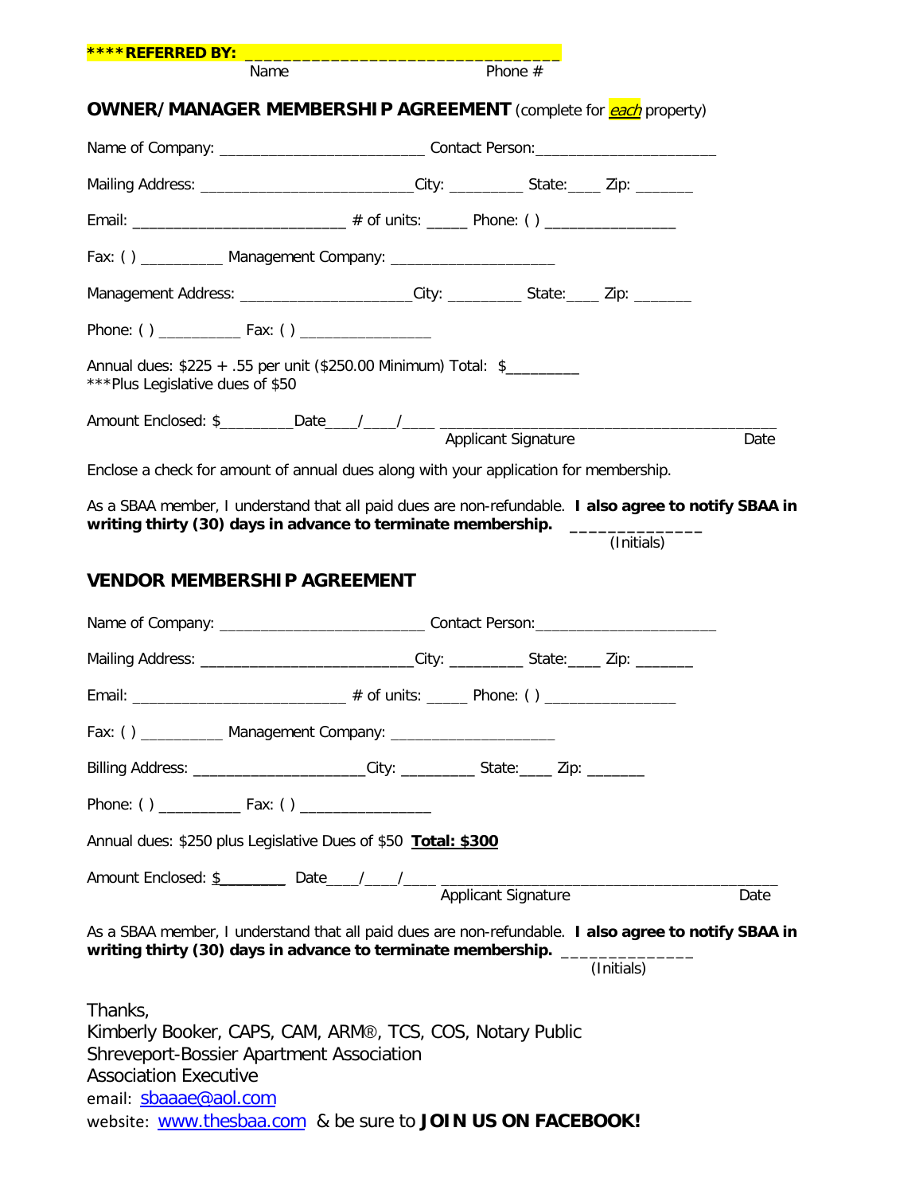**\*\*\*\*REFERRED BY: \_\_\_\_\_\_\_\_\_\_\_\_\_\_\_\_\_\_\_\_\_\_\_\_\_\_\_\_\_\_\_\_**

Name Phone #

## OWNER/MANAGER MEMBERSHIP AGREEMENT (complete for *each* property)

Name of Company: \_\_\_\_\_\_\_\_\_\_\_\_\_\_\_\_\_\_\_\_\_\_\_\_\_\_ Contact Person:\_\_\_\_\_\_\_\_\_\_\_\_\_\_\_\_\_\_\_\_\_\_\_

Mailing Address: \_\_\_\_\_\_\_\_\_\_\_\_\_\_\_\_\_\_\_\_\_\_\_\_\_\_City: \_\_\_\_\_\_\_\_\_ State:\_\_\_\_ Zip: \_\_\_\_\_\_\_

Email: \_\_\_\_\_\_\_\_\_\_\_\_\_\_\_\_\_\_\_\_\_\_\_\_\_\_\_ # of units: \_\_\_\_\_ Phone: ( ) \_\_\_\_\_\_\_\_\_\_\_\_\_\_\_\_

Fax: ( ) \_\_\_\_\_\_\_\_\_\_ Management Company: \_\_\_\_\_\_\_\_\_\_\_\_\_\_\_\_\_\_\_\_\_

Management Address: \_\_\_\_\_\_\_\_\_\_\_\_\_\_\_\_\_\_\_\_\_\_City: \_\_\_\_\_\_\_\_\_ State:\_\_\_\_ Zip: \_\_\_\_\_\_\_

Phone: ( ) \_\_\_\_\_\_\_\_\_\_ Fax: ( ) \_\_\_\_\_\_\_\_\_\_\_\_\_\_\_\_

Annual dues: $225 + .55 per unit ($250.00 Minimum) Total: $\_\_\_\_\_\_\_\_\_
\*\*\*Plus Legislative dues of $50

Amount Enclosed: $\_\_\_\_\_\_\_\_\_Date\_\_\_\_/\_\_\_\_/\_\_\_\_ \_\_\_\_\_\_\_\_\_\_\_\_\_\_\_\_\_\_\_\_\_\_\_\_\_\_\_\_\_\_\_\_\_\_\_\_\_\_\_\_\_\_\_

Applicant Signature Date

Enclose a check for amount of annual dues along with your application for membership.

As a SBAA member, I understand that all paid dues are non-refundable. **I also agree to notify SBAA in writing thirty (30) days in advance to terminate membership.** \_\_\_\_\_\_\_\_\_\_\_\_\_\_

(Initials)

## VENDOR MEMBERSHIP AGREEMENT

Name of Company: \_\_\_\_\_\_\_\_\_\_\_\_\_\_\_\_\_\_\_\_\_\_\_\_\_\_ Contact Person:\_\_\_\_\_\_\_\_\_\_\_\_\_\_\_\_\_\_\_\_\_\_\_

Mailing Address: \_\_\_\_\_\_\_\_\_\_\_\_\_\_\_\_\_\_\_\_\_\_\_\_\_\_City: \_\_\_\_\_\_\_\_\_ State:\_\_\_\_ Zip: \_\_\_\_\_\_\_

Email: \_\_\_\_\_\_\_\_\_\_\_\_\_\_\_\_\_\_\_\_\_\_\_\_\_\_\_ # of units: \_\_\_\_\_ Phone: ( ) \_\_\_\_\_\_\_\_\_\_\_\_\_\_\_\_

Fax: ( ) \_\_\_\_\_\_\_\_\_\_ Management Company: \_\_\_\_\_\_\_\_\_\_\_\_\_\_\_\_\_\_\_\_\_

Billing Address: \_\_\_\_\_\_\_\_\_\_\_\_\_\_\_\_\_\_\_\_\_\_City: \_\_\_\_\_\_\_\_\_ State:\_\_\_\_ Zip: \_\_\_\_\_\_\_

Phone: ( ) \_\_\_\_\_\_\_\_\_\_ Fax: ( ) \_\_\_\_\_\_\_\_\_\_\_\_\_\_\_\_

Annual dues: $250 plus Legislative Dues of $50 **Total: $300**

Amount Enclosed: $\_\_\_\_\_\_\_\_ Date\_\_\_\_/\_\_\_\_/\_\_\_\_ \_\_\_\_\_\_\_\_\_\_\_\_\_\_\_\_\_\_\_\_\_\_\_\_\_\_\_\_\_\_\_\_\_\_\_\_\_\_\_\_\_\_\_

Applicant Signature Date

As a SBAA member, I understand that all paid dues are non-refundable. **I also agree to notify SBAA in writing thirty (30) days in advance to terminate membership.** \_\_\_\_\_\_\_\_\_\_\_\_\_\_

(Initials)

Thanks,
Kimberly Booker, CAPS, CAM, ARM®, TCS, COS, Notary Public
Shreveport-Bossier Apartment Association
Association Executive
email: sbaaae@aol.com
website: www.thesbaa.com & be sure to **JOIN US ON FACEBOOK!**